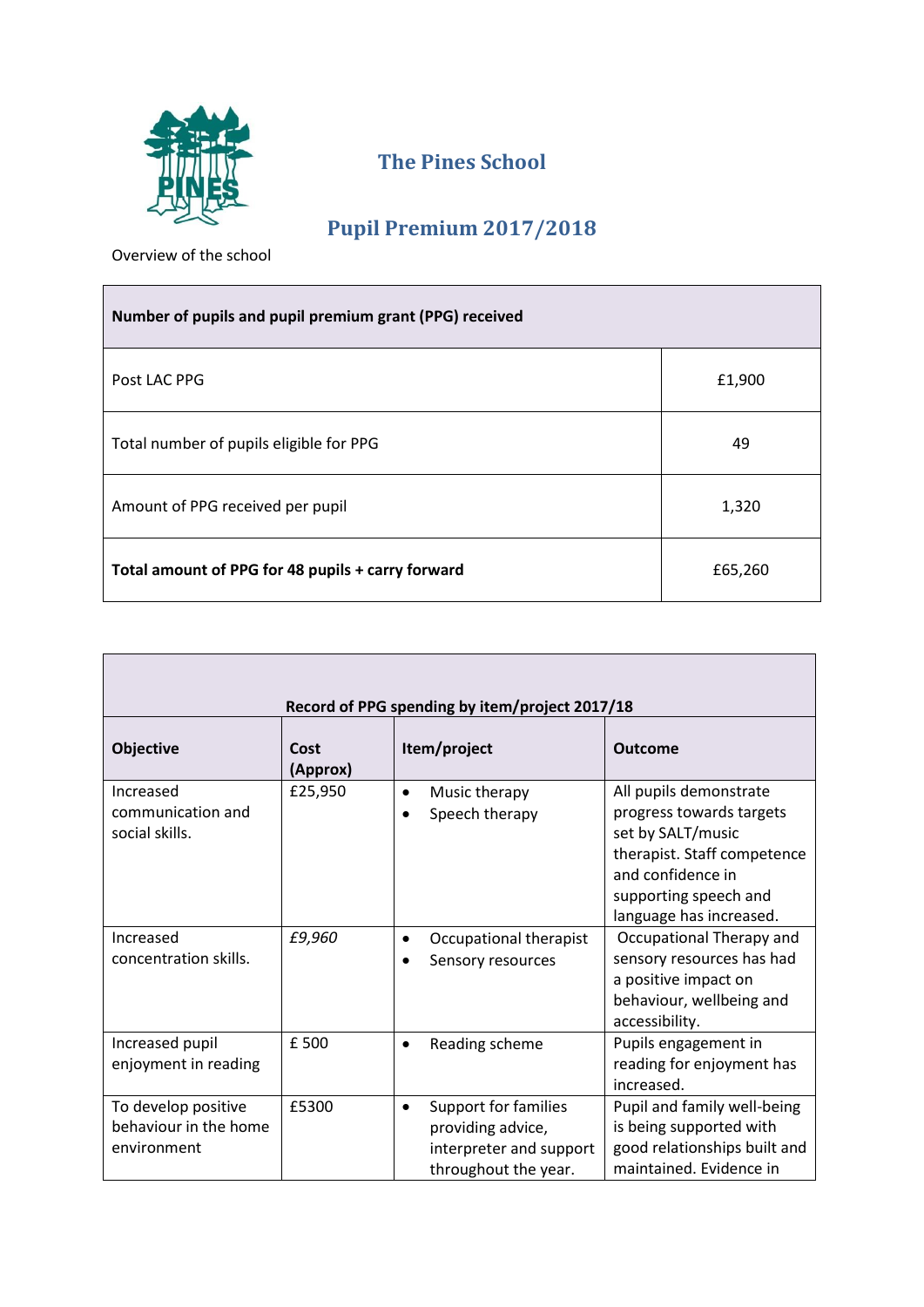# The Pines School

## Pupil Premium 2017/2018

Overview of the school

| **Number of pupils and pupil premium grant (PPG) received** | |
|---|---|
| Post LAC PPG | £1,900 |
| Total number of pupils eligible for PPG | 49 |
| Amount of PPG received per pupil | 1,320 |
| **Total amount of PPG for 48 pupils + carry forward** | £65,260 |

**Record of PPG spending by item/project 2017/18**

| **Objective** | **Cost (Approx)** | **Item/project** | **Outcome** |
|---|---|---|---|
| Increased communication and social skills. | £25,950 | • Music therapy<br>• Speech therapy | All pupils demonstrate progress towards targets set by SALT/music therapist. Staff competence and confidence in supporting speech and language has increased. |
| Increased concentration skills. | *£9,960* | • Occupational therapist<br>• Sensory resources | Occupational Therapy and sensory resources has had a positive impact on behaviour, wellbeing and accessibility. |
| Increased pupil enjoyment in reading | £ 500 | • Reading scheme | Pupils engagement in reading for enjoyment has increased. |
| To develop positive behaviour in the home environment | £5300 | • Support for families providing advice, interpreter and support throughout the year. | Pupil and family well-being is being supported with good relationships built and maintained. Evidence in |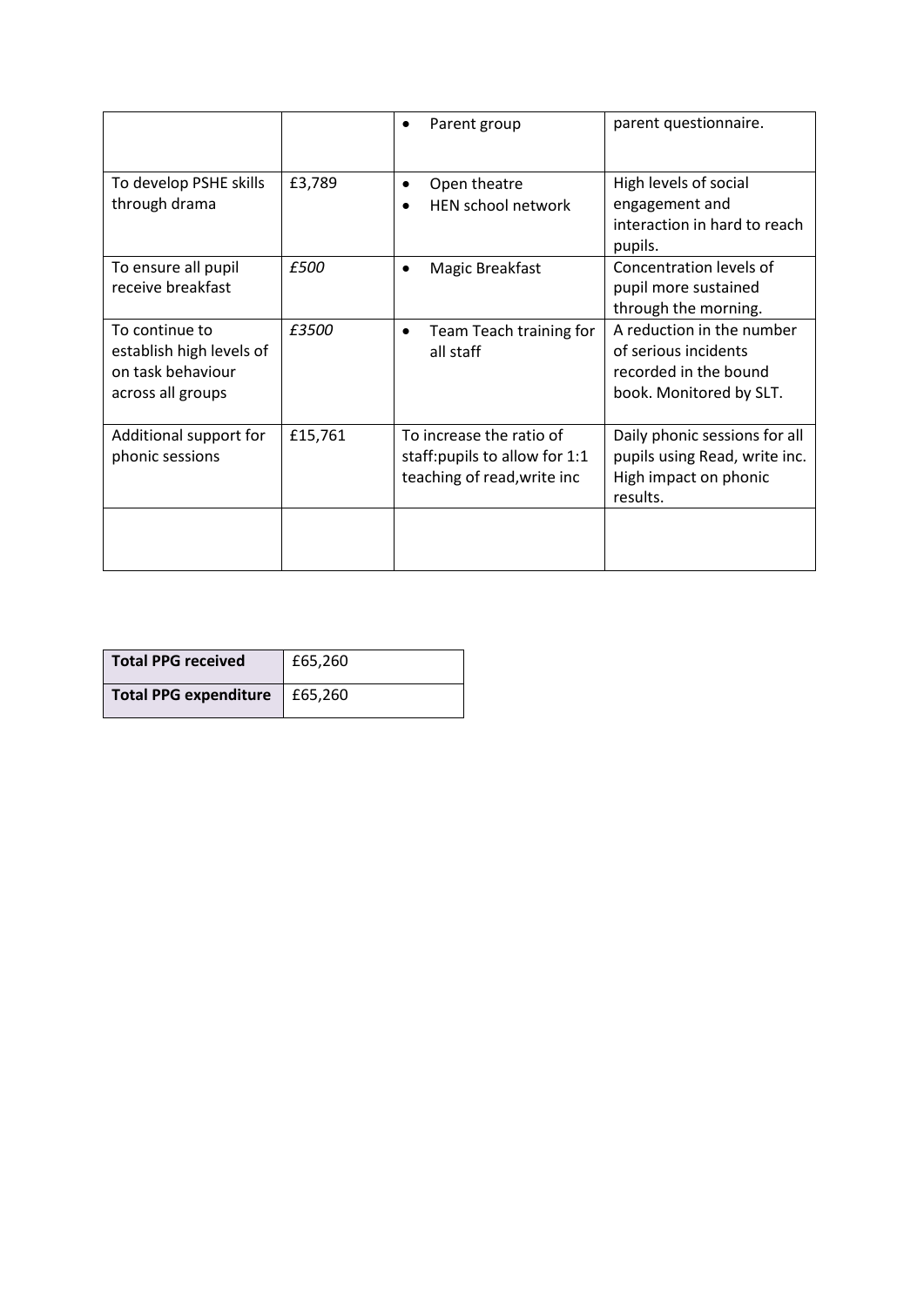| | | | |
|---|---|---|---|
| | | • Parent group | parent questionnaire. |
| To develop PSHE skills through drama | £3,789 | • Open theatre<br>• HEN school network | High levels of social engagement and interaction in hard to reach pupils. |
| To ensure all pupil receive breakfast | *£500* | • Magic Breakfast | Concentration levels of pupil more sustained through the morning. |
| To continue to establish high levels of on task behaviour across all groups | *£3500* | • Team Teach training for all staff | A reduction in the number of serious incidents recorded in the bound book. Monitored by SLT. |
| Additional support for phonic sessions | £15,761 | To increase the ratio of staff:pupils to allow for 1:1 teaching of read,write inc | Daily phonic sessions for all pupils using Read, write inc. High impact on phonic results. |
| | | | |

| | |
|---|---|
| **Total PPG received** | £65,260 |
| **Total PPG expenditure** | £65,260 |